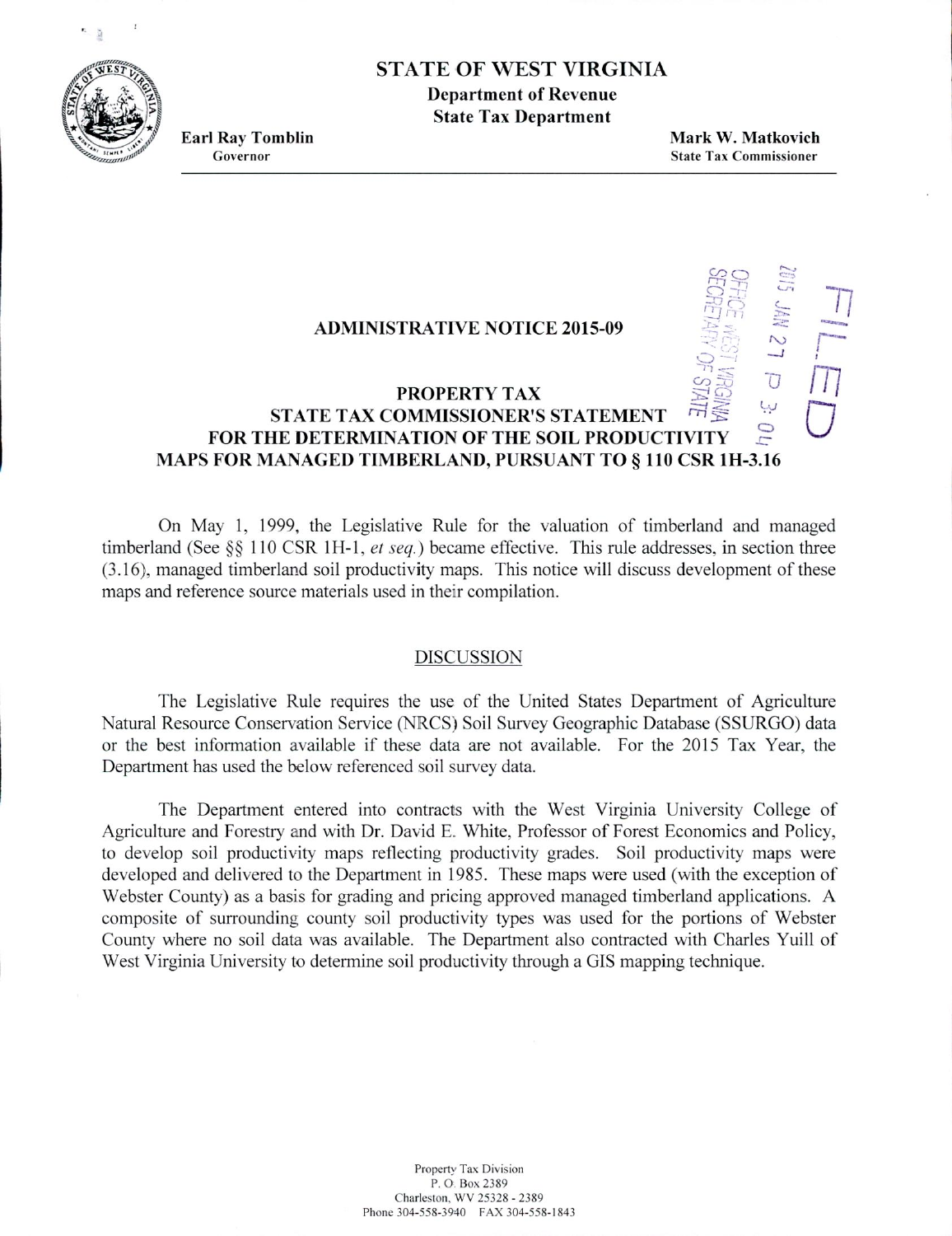# STATE OF WEST VIRGINIA

**Department of Revenue**

**State Tax Department**

**Earl Ray Tomblin**
Governor

**Mark W. Matkovich**
State Tax Commissioner

FILED

2015 JAN 27 P 3: 04

OFFICE WEST VIRGINIA
SECRETARY OF STATE

## ADMINISTRATIVE NOTICE 2015-09

## PROPERTY TAX
## STATE TAX COMMISSIONER'S STATEMENT FOR THE DETERMINATION OF THE SOIL PRODUCTIVITY MAPS FOR MANAGED TIMBERLAND, PURSUANT TO § 110 CSR 1H-3.16

On May 1, 1999, the Legislative Rule for the valuation of timberland and managed timberland (See §§ 110 CSR 1H-1, *et seq.*) became effective. This rule addresses, in section three (3.16), managed timberland soil productivity maps. This notice will discuss development of these maps and reference source materials used in their compilation.

### DISCUSSION

The Legislative Rule requires the use of the United States Department of Agriculture Natural Resource Conservation Service (NRCS) Soil Survey Geographic Database (SSURGO) data or the best information available if these data are not available. For the 2015 Tax Year, the Department has used the below referenced soil survey data.

The Department entered into contracts with the West Virginia University College of Agriculture and Forestry and with Dr. David E. White, Professor of Forest Economics and Policy, to develop soil productivity maps reflecting productivity grades. Soil productivity maps were developed and delivered to the Department in 1985. These maps were used (with the exception of Webster County) as a basis for grading and pricing approved managed timberland applications. A composite of surrounding county soil productivity types was used for the portions of Webster County where no soil data was available. The Department also contracted with Charles Yuill of West Virginia University to determine soil productivity through a GIS mapping technique.

Property Tax Division
P. O. Box 2389
Charleston, WV 25328 - 2389
Phone 304-558-3940 FAX 304-558-1843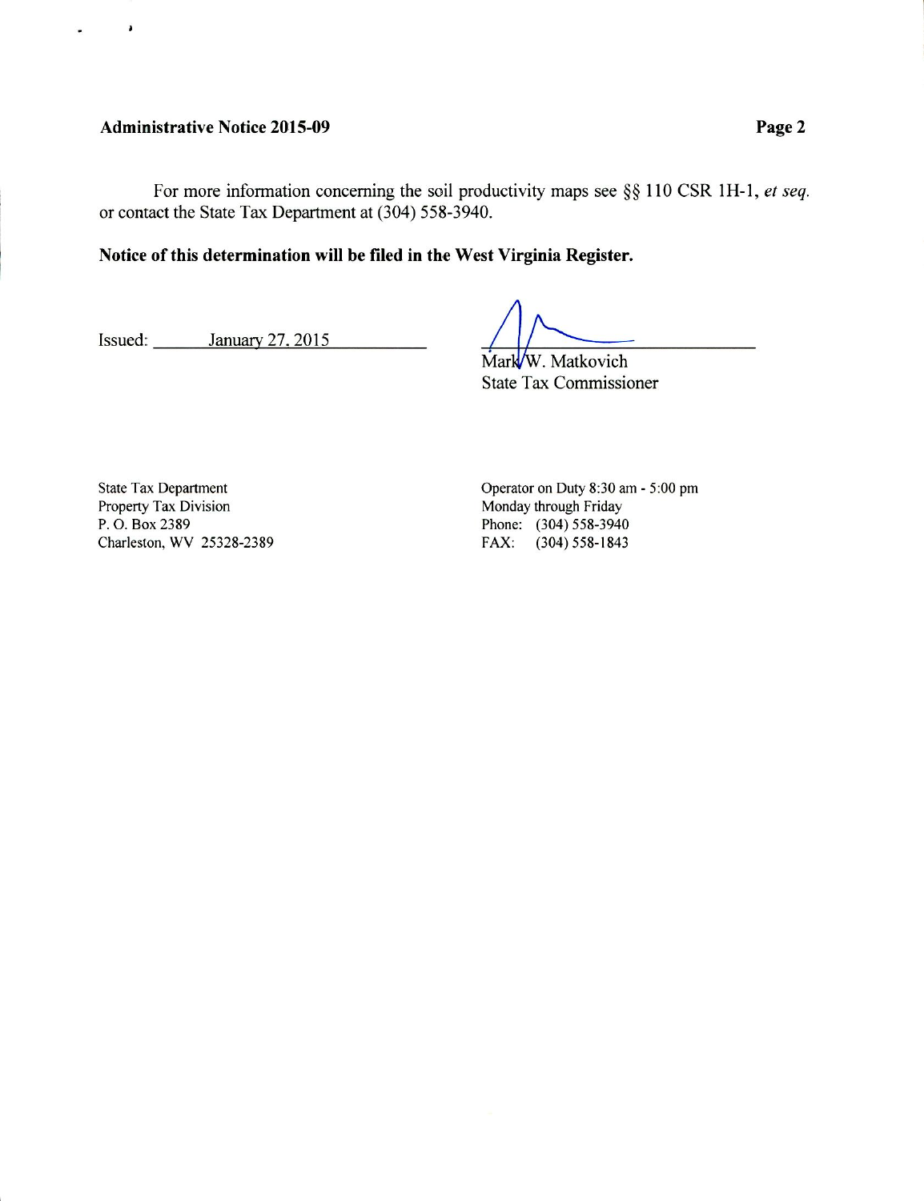For more information concerning the soil productivity maps see §§ 110 CSR 1H-1, *et seq.* or contact the State Tax Department at (304) 558-3940.

**Notice of this determination will be filed in the West Virginia Register.**

Issued: January 27, 2015

Mark W. Matkovich
State Tax Commissioner

State Tax Department
Property Tax Division
P. O. Box 2389
Charleston, WV 25328-2389

Operator on Duty 8:30 am - 5:00 pm
Monday through Friday
Phone: (304) 558-3940
FAX: (304) 558-1843